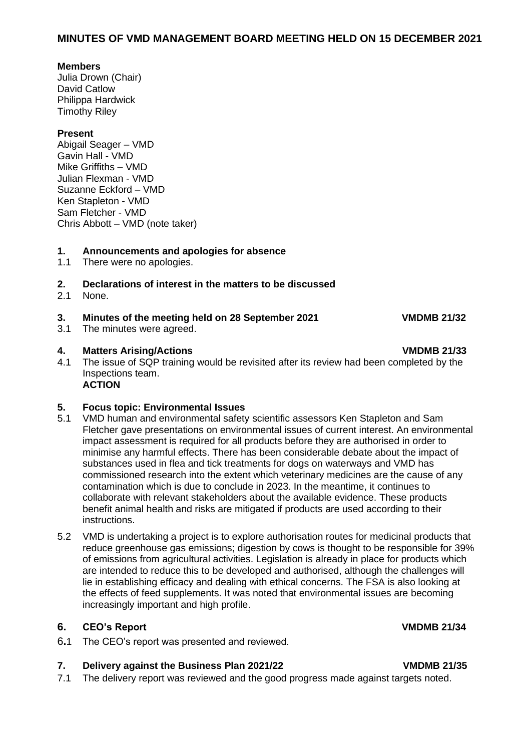## MINUTES OF VMD MANAGEMENT BOARD MEETING HELD ON 15 DECEMBER 2021

**Members**
Julia Drown (Chair)
David Catlow
Philippa Hardwick
Timothy Riley

**Present**
Abigail Seager – VMD
Gavin Hall - VMD
Mike Griffiths – VMD
Julian Flexman - VMD
Suzanne Eckford – VMD
Ken Stapleton - VMD
Sam Fletcher - VMD
Chris Abbott – VMD (note taker)

**1. Announcements and apologies for absence**

1.1 There were no apologies.

**2. Declarations of interest in the matters to be discussed**

2.1 None.

**3. Minutes of the meeting held on 28 September 2021 VMDMB 21/32**

3.1 The minutes were agreed.

**4. Matters Arising/Actions VMDMB 21/33**

4.1 The issue of SQP training would be revisited after its review had been completed by the Inspections team.
**ACTION**

**5. Focus topic: Environmental Issues**

5.1 VMD human and environmental safety scientific assessors Ken Stapleton and Sam Fletcher gave presentations on environmental issues of current interest. An environmental impact assessment is required for all products before they are authorised in order to minimise any harmful effects. There has been considerable debate about the impact of substances used in flea and tick treatments for dogs on waterways and VMD has commissioned research into the extent which veterinary medicines are the cause of any contamination which is due to conclude in 2023. In the meantime, it continues to collaborate with relevant stakeholders about the available evidence. These products benefit animal health and risks are mitigated if products are used according to their instructions.

5.2 VMD is undertaking a project is to explore authorisation routes for medicinal products that reduce greenhouse gas emissions; digestion by cows is thought to be responsible for 39% of emissions from agricultural activities. Legislation is already in place for products which are intended to reduce this to be developed and authorised, although the challenges will lie in establishing efficacy and dealing with ethical concerns. The FSA is also looking at the effects of feed supplements. It was noted that environmental issues are becoming increasingly important and high profile.

**6. CEO's Report VMDMB 21/34**

6.1 The CEO's report was presented and reviewed.

**7. Delivery against the Business Plan 2021/22 VMDMB 21/35**

7.1 The delivery report was reviewed and the good progress made against targets noted.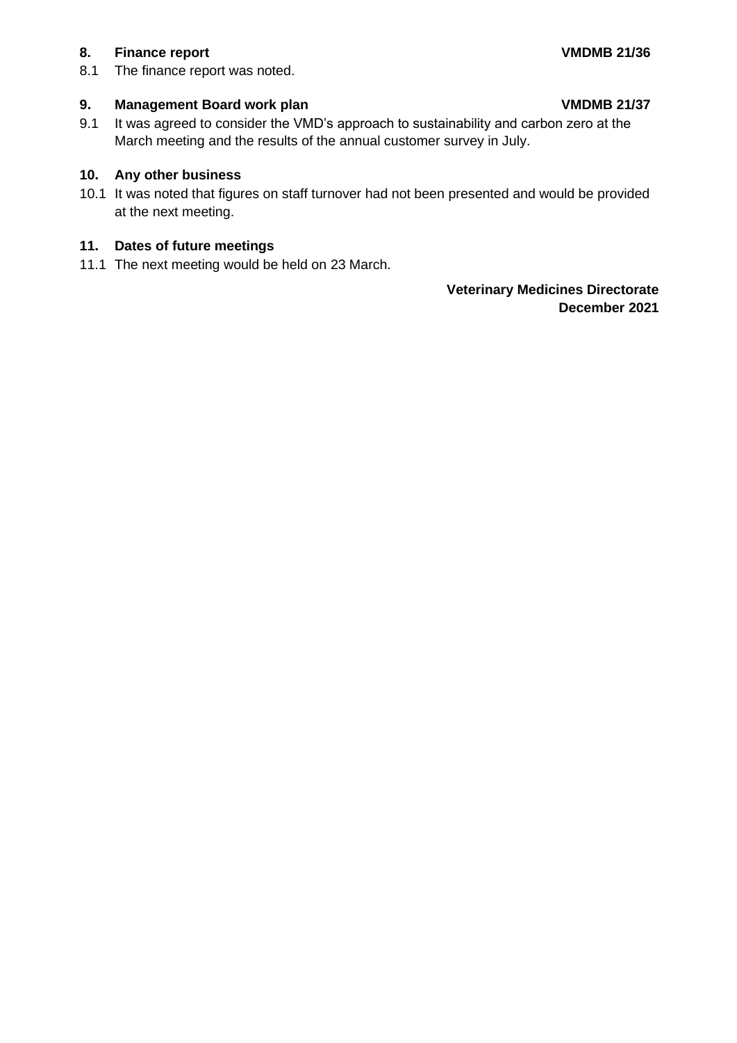## 8. Finance report **VMDMB 21/36**

8.1 The finance report was noted.

## 9. Management Board work plan **VMDMB 21/37**

9.1 It was agreed to consider the VMD's approach to sustainability and carbon zero at the March meeting and the results of the annual customer survey in July.

## 10. Any other business

10.1 It was noted that figures on staff turnover had not been presented and would be provided at the next meeting.

## 11. Dates of future meetings

11.1 The next meeting would be held on 23 March.

**Veterinary Medicines Directorate**
**December 2021**